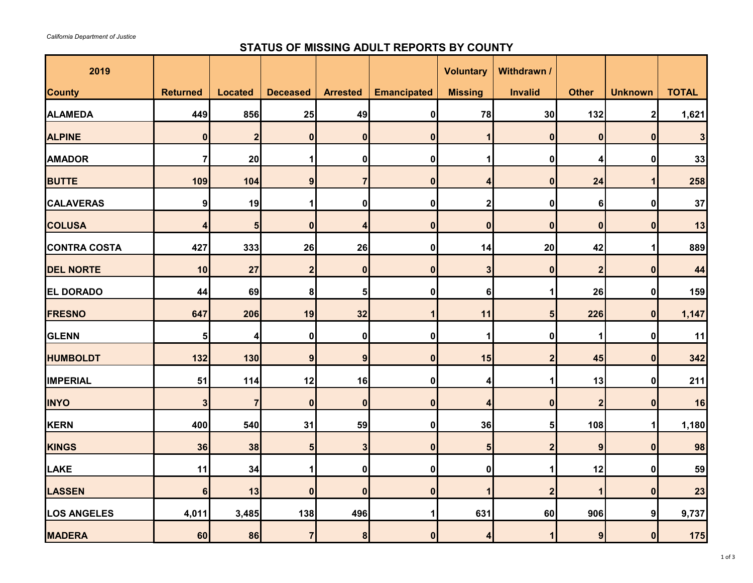*California Department of Justice*

## STATUS OF MISSING ADULT REPORTS BY COUNTY

| 2019<br>County | Returned | Located | Deceased | Arrested | Emancipated | Voluntary Missing | Withdrawn / Invalid | Other | Unknown | TOTAL |
|---|---|---|---|---|---|---|---|---|---|---|
| ALAMEDA | 449 | 856 | 25 | 49 | 0 | 78 | 30 | 132 | 2 | 1,621 |
| ALPINE | 0 | 2 | 0 | 0 | 0 | 1 | 0 | 0 | 0 | 3 |
| AMADOR | 7 | 20 | 1 | 0 | 0 | 1 | 0 | 4 | 0 | 33 |
| BUTTE | 109 | 104 | 9 | 7 | 0 | 4 | 0 | 24 | 1 | 258 |
| CALAVERAS | 9 | 19 | 1 | 0 | 0 | 2 | 0 | 6 | 0 | 37 |
| COLUSA | 4 | 5 | 0 | 4 | 0 | 0 | 0 | 0 | 0 | 13 |
| CONTRA COSTA | 427 | 333 | 26 | 26 | 0 | 14 | 20 | 42 | 1 | 889 |
| DEL NORTE | 10 | 27 | 2 | 0 | 0 | 3 | 0 | 2 | 0 | 44 |
| EL DORADO | 44 | 69 | 8 | 5 | 0 | 6 | 1 | 26 | 0 | 159 |
| FRESNO | 647 | 206 | 19 | 32 | 1 | 11 | 5 | 226 | 0 | 1,147 |
| GLENN | 5 | 4 | 0 | 0 | 0 | 1 | 0 | 1 | 0 | 11 |
| HUMBOLDT | 132 | 130 | 9 | 9 | 0 | 15 | 2 | 45 | 0 | 342 |
| IMPERIAL | 51 | 114 | 12 | 16 | 0 | 4 | 1 | 13 | 0 | 211 |
| INYO | 3 | 7 | 0 | 0 | 0 | 4 | 0 | 2 | 0 | 16 |
| KERN | 400 | 540 | 31 | 59 | 0 | 36 | 5 | 108 | 1 | 1,180 |
| KINGS | 36 | 38 | 5 | 3 | 0 | 5 | 2 | 9 | 0 | 98 |
| LAKE | 11 | 34 | 1 | 0 | 0 | 0 | 1 | 12 | 0 | 59 |
| LASSEN | 6 | 13 | 0 | 0 | 0 | 1 | 2 | 1 | 0 | 23 |
| LOS ANGELES | 4,011 | 3,485 | 138 | 496 | 1 | 631 | 60 | 906 | 9 | 9,737 |
| MADERA | 60 | 86 | 7 | 8 | 0 | 4 | 1 | 9 | 0 | 175 |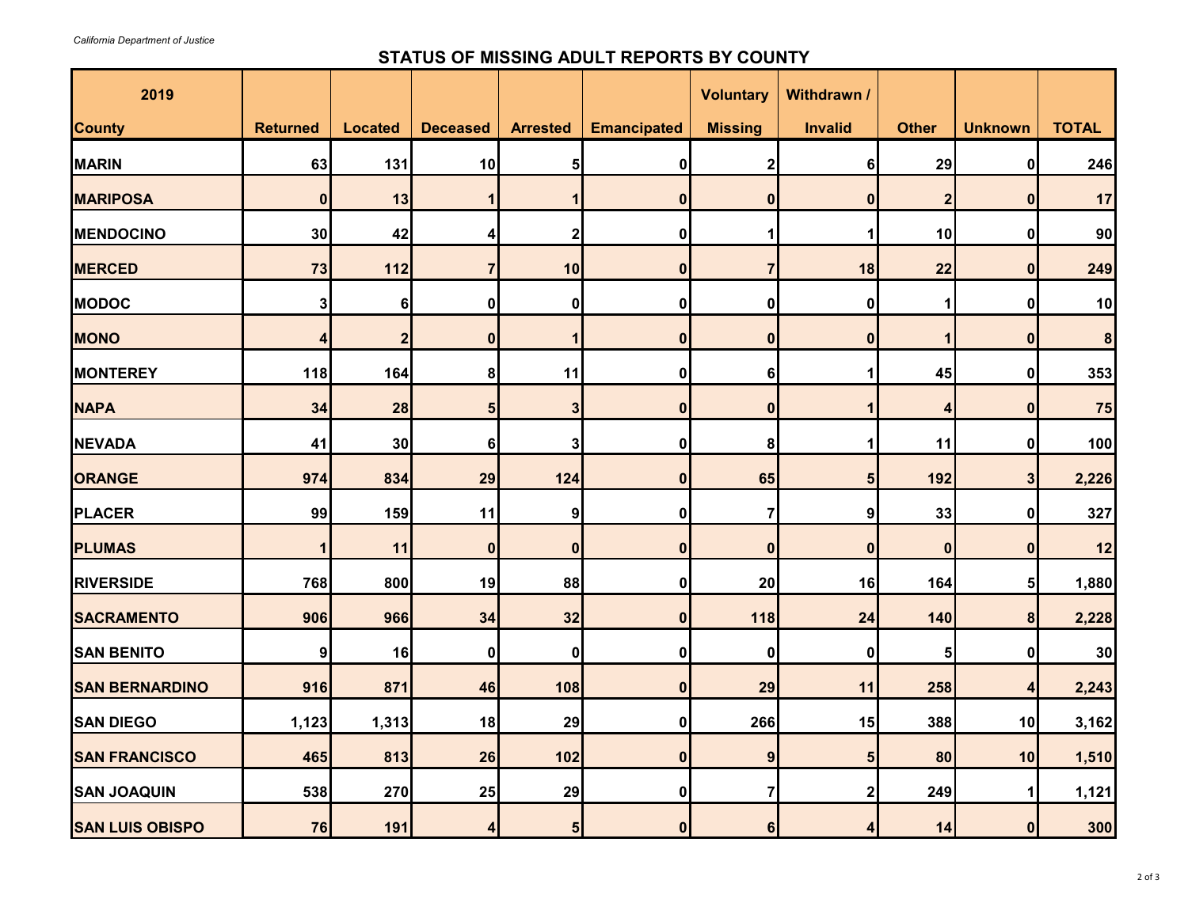*California Department of Justice*

# STATUS OF MISSING ADULT REPORTS BY COUNTY

| 2019<br>County | Returned | Located | Deceased | Arrested | Emancipated | Voluntary Missing | Withdrawn / Invalid | Other | Unknown | TOTAL |
|---|---|---|---|---|---|---|---|---|---|---|
| MARIN | 63 | 131 | 10 | 5 | 0 | 2 | 6 | 29 | 0 | 246 |
| MARIPOSA | 0 | 13 | 1 | 1 | 0 | 0 | 0 | 2 | 0 | 17 |
| MENDOCINO | 30 | 42 | 4 | 2 | 0 | 1 | 1 | 10 | 0 | 90 |
| MERCED | 73 | 112 | 7 | 10 | 0 | 7 | 18 | 22 | 0 | 249 |
| MODOC | 3 | 6 | 0 | 0 | 0 | 0 | 0 | 1 | 0 | 10 |
| MONO | 4 | 2 | 0 | 1 | 0 | 0 | 0 | 1 | 0 | 8 |
| MONTEREY | 118 | 164 | 8 | 11 | 0 | 6 | 1 | 45 | 0 | 353 |
| NAPA | 34 | 28 | 5 | 3 | 0 | 0 | 1 | 4 | 0 | 75 |
| NEVADA | 41 | 30 | 6 | 3 | 0 | 8 | 1 | 11 | 0 | 100 |
| ORANGE | 974 | 834 | 29 | 124 | 0 | 65 | 5 | 192 | 3 | 2,226 |
| PLACER | 99 | 159 | 11 | 9 | 0 | 7 | 9 | 33 | 0 | 327 |
| PLUMAS | 1 | 11 | 0 | 0 | 0 | 0 | 0 | 0 | 0 | 12 |
| RIVERSIDE | 768 | 800 | 19 | 88 | 0 | 20 | 16 | 164 | 5 | 1,880 |
| SACRAMENTO | 906 | 966 | 34 | 32 | 0 | 118 | 24 | 140 | 8 | 2,228 |
| SAN BENITO | 9 | 16 | 0 | 0 | 0 | 0 | 0 | 5 | 0 | 30 |
| SAN BERNARDINO | 916 | 871 | 46 | 108 | 0 | 29 | 11 | 258 | 4 | 2,243 |
| SAN DIEGO | 1,123 | 1,313 | 18 | 29 | 0 | 266 | 15 | 388 | 10 | 3,162 |
| SAN FRANCISCO | 465 | 813 | 26 | 102 | 0 | 9 | 5 | 80 | 10 | 1,510 |
| SAN JOAQUIN | 538 | 270 | 25 | 29 | 0 | 7 | 2 | 249 | 1 | 1,121 |
| SAN LUIS OBISPO | 76 | 191 | 4 | 5 | 0 | 6 | 4 | 14 | 0 | 300 |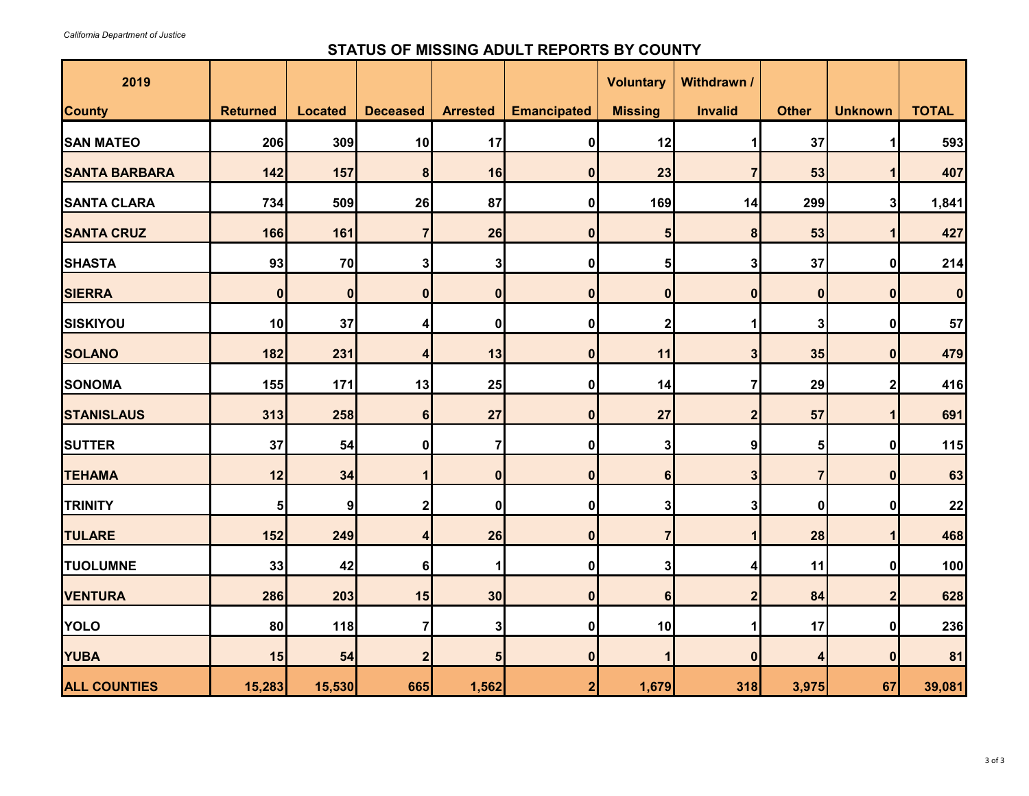*California Department of Justice*

## STATUS OF MISSING ADULT REPORTS BY COUNTY

| 2019<br>County | Returned | Located | Deceased | Arrested | Emancipated | Voluntary Missing | Withdrawn / Invalid | Other | Unknown | TOTAL |
|---|---|---|---|---|---|---|---|---|---|---|
| SAN MATEO | 206 | 309 | 10 | 17 | 0 | 12 | 1 | 37 | 1 | 593 |
| SANTA BARBARA | 142 | 157 | 8 | 16 | 0 | 23 | 7 | 53 | 1 | 407 |
| SANTA CLARA | 734 | 509 | 26 | 87 | 0 | 169 | 14 | 299 | 3 | 1,841 |
| SANTA CRUZ | 166 | 161 | 7 | 26 | 0 | 5 | 8 | 53 | 1 | 427 |
| SHASTA | 93 | 70 | 3 | 3 | 0 | 5 | 3 | 37 | 0 | 214 |
| SIERRA | 0 | 0 | 0 | 0 | 0 | 0 | 0 | 0 | 0 | 0 |
| SISKIYOU | 10 | 37 | 4 | 0 | 0 | 2 | 1 | 3 | 0 | 57 |
| SOLANO | 182 | 231 | 4 | 13 | 0 | 11 | 3 | 35 | 0 | 479 |
| SONOMA | 155 | 171 | 13 | 25 | 0 | 14 | 7 | 29 | 2 | 416 |
| STANISLAUS | 313 | 258 | 6 | 27 | 0 | 27 | 2 | 57 | 1 | 691 |
| SUTTER | 37 | 54 | 0 | 7 | 0 | 3 | 9 | 5 | 0 | 115 |
| TEHAMA | 12 | 34 | 1 | 0 | 0 | 6 | 3 | 7 | 0 | 63 |
| TRINITY | 5 | 9 | 2 | 0 | 0 | 3 | 3 | 0 | 0 | 22 |
| TULARE | 152 | 249 | 4 | 26 | 0 | 7 | 1 | 28 | 1 | 468 |
| TUOLUMNE | 33 | 42 | 6 | 1 | 0 | 3 | 4 | 11 | 0 | 100 |
| VENTURA | 286 | 203 | 15 | 30 | 0 | 6 | 2 | 84 | 2 | 628 |
| YOLO | 80 | 118 | 7 | 3 | 0 | 10 | 1 | 17 | 0 | 236 |
| YUBA | 15 | 54 | 2 | 5 | 0 | 1 | 0 | 4 | 0 | 81 |
| ALL COUNTIES | 15,283 | 15,530 | 665 | 1,562 | 2 | 1,679 | 318 | 3,975 | 67 | 39,081 |